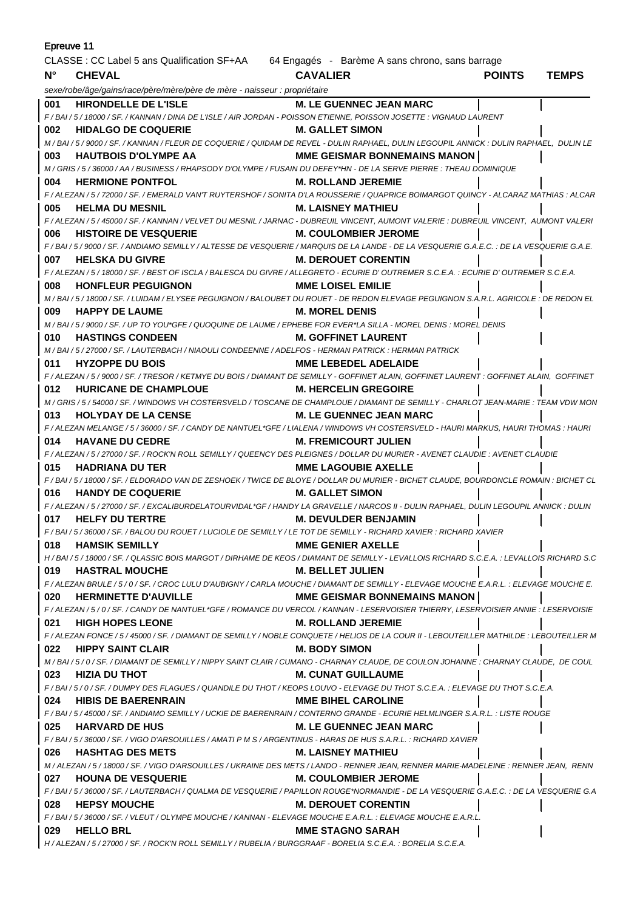Epreuve 11

CLASSE : CC Label 5 ans Qualification SF+AA 64 Engagés - Barème A sans chrono, sans barrage

| N° | CHEVAL | CAVALIER | POINTS | TEMPS |
|---|---|---|---|---|
| | *sexe/robe/âge/gains/race/père/mère/père de mère - naisseur : propriétaire* | | | |
| 001 | **HIRONDELLE DE L'ISLE** | **M. LE GUENNEC JEAN MARC** | | |
| | *F / BAI / 5 / 18000 / SF. / KANNAN / DINA DE L'ISLE / AIR JORDAN - POISSON ETIENNE, POISSON JOSETTE : VIGNAUD LAURENT* | | | |
| 002 | **HIDALGO DE COQUERIE** | **M. GALLET SIMON** | | |
| | *M / BAI / 5 / 9000 / SF. / KANNAN / FLEUR DE COQUERIE / QUIDAM DE REVEL - DULIN RAPHAEL, DULIN LEGOUPIL ANNICK : DULIN RAPHAEL, DULIN LE* | | | |
| 003 | **HAUTBOIS D'OLYMPE AA** | **MME GEISMAR BONNEMAINS MANON** | | |
| | *M / GRIS / 5 / 36000 / AA / BUSINESS / RHAPSODY D'OLYMPE / FUSAIN DU DEFEY\*HN - DE LA SERVE PIERRE : THEAU DOMINIQUE* | | | |
| 004 | **HERMIONE PONTFOL** | **M. ROLLAND JEREMIE** | | |
| | *F / ALEZAN / 5 / 72000 / SF. / EMERALD VAN'T RUYTERSHOF / SONITA D'LA ROUSSERIE / QUAPRICE BOIMARGOT QUINCY - ALCARAZ MATHIAS : ALCAR* | | | |
| 005 | **HELMA DU MESNIL** | **M. LAISNEY MATHIEU** | | |
| | *F / ALEZAN / 5 / 45000 / SF. / KANNAN / VELVET DU MESNIL / JARNAC - DUBREUIL VINCENT, AUMONT VALERIE : DUBREUIL VINCENT, AUMONT VALERI* | | | |
| 006 | **HISTOIRE DE VESQUERIE** | **M. COULOMBIER JEROME** | | |
| | *F / BAI / 5 / 9000 / SF. / ANDIAMO SEMILLY / ALTESSE DE VESQUERIE / MARQUIS DE LA LANDE - DE LA VESQUERIE G.A.E.C. : DE LA VESQUERIE G.A.E.* | | | |
| 007 | **HELSKA DU GIVRE** | **M. DEROUET CORENTIN** | | |
| | *F / ALEZAN / 5 / 18000 / SF. / BEST OF ISCLA / BALESCA DU GIVRE / ALLEGRETO - ECURIE D' OUTREMER S.C.E.A. : ECURIE D' OUTREMER S.C.E.A.* | | | |
| 008 | **HONFLEUR PEGUIGNON** | **MME LOISEL EMILIE** | | |
| | *M / BAI / 5 / 18000 / SF. / LUIDAM / ELYSEE PEGUIGNON / BALOUBET DU ROUET - DE REDON ELEVAGE PEGUIGNON S.A.R.L. AGRICOLE : DE REDON EL* | | | |
| 009 | **HAPPY DE LAUME** | **M. MOREL DENIS** | | |
| | *M / BAI / 5 / 9000 / SF. / UP TO YOU\*GFE / QUOQUINE DE LAUME / EPHEBE FOR EVER\*LA SILLA - MOREL DENIS : MOREL DENIS* | | | |
| 010 | **HASTINGS CONDEEN** | **M. GOFFINET LAURENT** | | |
| | *M / BAI / 5 / 27000 / SF. / LAUTERBACH / NIAOULI CONDEENNE / ADELFOS - HERMAN PATRICK : HERMAN PATRICK* | | | |
| 011 | **HYZOPPE DU BOIS** | **MME LEBEDEL ADELAIDE** | | |
| | *F / ALEZAN / 5 / 9000 / SF. / TRESOR / KETMYE DU BOIS / DIAMANT DE SEMILLY - GOFFINET ALAIN, GOFFINET LAURENT : GOFFINET ALAIN, GOFFINET* | | | |
| 012 | **HURICANE DE CHAMPLOUE** | **M. HERCELIN GREGOIRE** | | |
| | *M / GRIS / 5 / 54000 / SF. / WINDOWS VH COSTERSVELD / TOSCANE DE CHAMPLOUE / DIAMANT DE SEMILLY - CHARLOT JEAN-MARIE : TEAM VDW MON* | | | |
| 013 | **HOLYDAY DE LA CENSE** | **M. LE GUENNEC JEAN MARC** | | |
| | *F / ALEZAN MELANGE / 5 / 36000 / SF. / CANDY DE NANTUEL\*GFE / LIALENA / WINDOWS VH COSTERSVELD - HAURI MARKUS, HAURI THOMAS : HAURI* | | | |
| 014 | **HAVANE DU CEDRE** | **M. FREMICOURT JULIEN** | | |
| | *F / ALEZAN / 5 / 27000 / SF. / ROCK'N ROLL SEMILLY / QUEENCY DES PLEIGNES / DOLLAR DU MURIER - AVENET CLAUDIE : AVENET CLAUDIE* | | | |
| 015 | **HADRIANA DU TER** | **MME LAGOUBIE AXELLE** | | |
| | *F / BAI / 5 / 18000 / SF. / ELDORADO VAN DE ZESHOEK / TWICE DE BLOYE / DOLLAR DU MURIER - BICHET CLAUDE, BOURDONCLE ROMAIN : BICHET CL* | | | |
| 016 | **HANDY DE COQUERIE** | **M. GALLET SIMON** | | |
| | *F / ALEZAN / 5 / 27000 / SF. / EXCALIBURDELATOURVIDAL\*GF / HANDY LA GRAVELLE / NARCOS II - DULIN RAPHAEL, DULIN LEGOUPIL ANNICK : DULIN* | | | |
| 017 | **HELFY DU TERTRE** | **M. DEVULDER BENJAMIN** | | |
| | *F / BAI / 5 / 36000 / SF. / BALOU DU ROUET / LUCIOLE DE SEMILLY / LE TOT DE SEMILLY - RICHARD XAVIER : RICHARD XAVIER* | | | |
| 018 | **HAMSIK SEMILLY** | **MME GENIER AXELLE** | | |
| | *H / BAI / 5 / 18000 / SF. / QLASSIC BOIS MARGOT / DIRHAME DE KEOS / DIAMANT DE SEMILLY - LEVALLOIS RICHARD S.C.E.A. : LEVALLOIS RICHARD S.C* | | | |
| 019 | **HASTRAL MOUCHE** | **M. BELLET JULIEN** | | |
| | *F / ALEZAN BRULE / 5 / 0 / SF. / CROC LULU D'AUBIGNY / CARLA MOUCHE / DIAMANT DE SEMILLY - ELEVAGE MOUCHE E.A.R.L. : ELEVAGE MOUCHE E.* | | | |
| 020 | **HERMINETTE D'AUVILLE** | **MME GEISMAR BONNEMAINS MANON** | | |
| | *F / ALEZAN / 5 / 0 / SF. / CANDY DE NANTUEL\*GFE / ROMANCE DU VERCOL / KANNAN - LESERVOISIER THIERRY, LESERVOISIER ANNIE : LESERVOISIE* | | | |
| 021 | **HIGH HOPES LEONE** | **M. ROLLAND JEREMIE** | | |
| | *F / ALEZAN FONCE / 5 / 45000 / SF. / DIAMANT DE SEMILLY / NOBLE CONQUETE / HELIOS DE LA COUR II - LEBOUTEILLER MATHILDE : LEBOUTEILLER M* | | | |
| 022 | **HIPPY SAINT CLAIR** | **M. BODY SIMON** | | |
| | *M / BAI / 5 / 0 / SF. / DIAMANT DE SEMILLY / NIPPY SAINT CLAIR / CUMANO - CHARNAY CLAUDE, DE COULON JOHANNE : CHARNAY CLAUDE, DE COUL* | | | |
| 023 | **HIZIA DU THOT** | **M. CUNAT GUILLAUME** | | |
| | *F / BAI / 5 / 0 / SF. / DUMPY DES FLAGUES / QUANDILE DU THOT / KEOPS LOUVO - ELEVAGE DU THOT S.C.E.A. : ELEVAGE DU THOT S.C.E.A.* | | | |
| 024 | **HIBIS DE BAERENRAIN** | **MME BIHEL CAROLINE** | | |
| | *F / BAI / 5 / 45000 / SF. / ANDIAMO SEMILLY / UCKIE DE BAERENRAIN / CONTERNO GRANDE - ECURIE HELMLINGER S.A.R.L. : LISTE ROUGE* | | | |
| 025 | **HARVARD DE HUS** | **M. LE GUENNEC JEAN MARC** | | |
| | *F / BAI / 5 / 36000 / SF. / VIGO D'ARSOUILLES / AMATI P M S / ARGENTINUS - HARAS DE HUS S.A.R.L. : RICHARD XAVIER* | | | |
| 026 | **HASHTAG DES METS** | **M. LAISNEY MATHIEU** | | |
| | *M / ALEZAN / 5 / 18000 / SF. / VIGO D'ARSOUILLES / UKRAINE DES METS / LANDO - RENNER JEAN, RENNER MARIE-MADELEINE : RENNER JEAN, RENN* | | | |
| 027 | **HOUNA DE VESQUERIE** | **M. COULOMBIER JEROME** | | |
| | *F / BAI / 5 / 36000 / SF. / LAUTERBACH / QUALMA DE VESQUERIE / PAPILLON ROUGE\*NORMANDIE - DE LA VESQUERIE G.A.E.C. : DE LA VESQUERIE G.A* | | | |
| 028 | **HEPSY MOUCHE** | **M. DEROUET CORENTIN** | | |
| | *F / BAI / 5 / 36000 / SF. / VLEUT / OLYMPE MOUCHE / KANNAN - ELEVAGE MOUCHE E.A.R.L. : ELEVAGE MOUCHE E.A.R.L.* | | | |
| 029 | **HELLO BRL** | **MME STAGNO SARAH** | | |
| | *H / ALEZAN / 5 / 27000 / SF. / ROCK'N ROLL SEMILLY / RUBELIA / BURGGRAAF - BORELIA S.C.E.A. : BORELIA S.C.E.A.* | | | |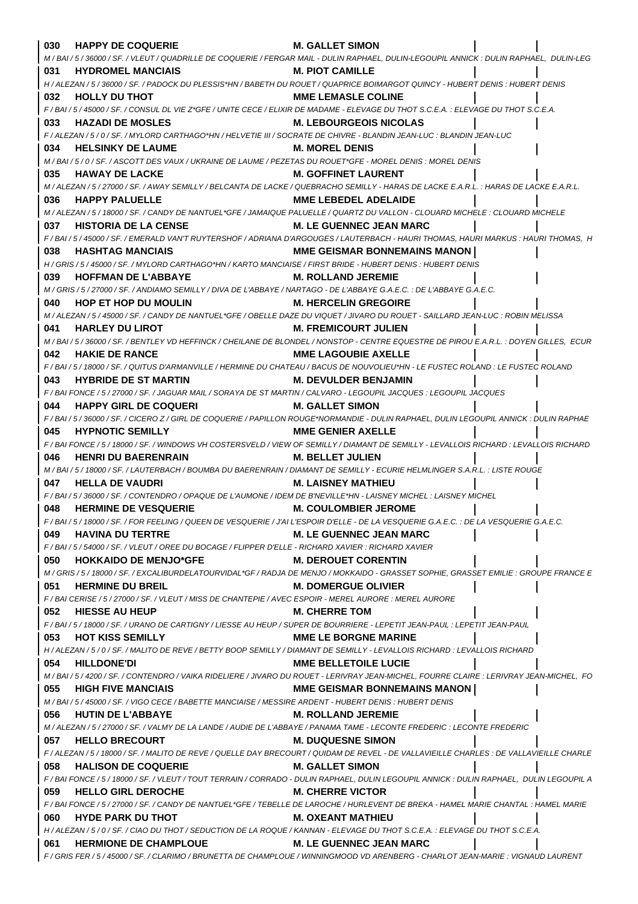**030 HAPPY DE COQUERIE** **M. GALLET SIMON**
*M / BAI / 5 / 36000 / SF. / VLEUT / QUADRILLE DE COQUERIE / FERGAR MAIL - DULIN RAPHAEL, DULIN-LEGOUPIL ANNICK : DULIN RAPHAEL, DULIN-LEG*

**031 HYDROMEL MANCIAIS** **M. PIOT CAMILLE**
*H / ALEZAN / 5 / 36000 / SF. / PADOCK DU PLESSIS*HN / BABETH DU ROUET / QUAPRICE BOIMARGOT QUINCY - HUBERT DENIS : HUBERT DENIS*

**032 HOLLY DU THOT** **MME LEMASLE COLINE**
*F / BAI / 5 / 45000 / SF. / CONSUL DL VIE Z*GFE / UNITE CECE / ELIXIR DE MADAME - ELEVAGE DU THOT S.C.E.A. : ELEVAGE DU THOT S.C.E.A.*

**033 HAZADI DE MOSLES** **M. LEBOURGEOIS NICOLAS**
*F / ALEZAN / 5 / 0 / SF. / MYLORD CARTHAGO*HN / HELVETIE III / SOCRATE DE CHIVRE - BLANDIN JEAN-LUC : BLANDIN JEAN-LUC*

**034 HELSINKY DE LAUME** **M. MOREL DENIS**
*M / BAI / 5 / 0 / SF. / ASCOTT DES VAUX / UKRAINE DE LAUME / PEZETAS DU ROUET*GFE - MOREL DENIS : MOREL DENIS*

**035 HAWAY DE LACKE** **M. GOFFINET LAURENT**
*M / ALEZAN / 5 / 27000 / SF. / AWAY SEMILLY / BELCANTA DE LACKE / QUEBRACHO SEMILLY - HARAS DE LACKE E.A.R.L. : HARAS DE LACKE E.A.R.L.*

**036 HAPPY PALUELLE** **MME LEBEDEL ADELAIDE**
*M / ALEZAN / 5 / 18000 / SF. / CANDY DE NANTUEL*GFE / JAMAIQUE PALUELLE / QUARTZ DU VALLON - CLOUARD MICHELE : CLOUARD MICHELE*

**037 HISTORIA DE LA CENSE** **M. LE GUENNEC JEAN MARC**
*F / BAI / 5 / 45000 / SF. / EMERALD VAN'T RUYTERSHOF / ADRIANA D'ARGOUGES / LAUTERBACH - HAURI THOMAS, HAURI MARKUS : HAURI THOMAS, H*

**038 HASHTAG MANCIAIS** **MME GEISMAR BONNEMAINS MANON**
*H / GRIS / 5 / 45000 / SF. / MYLORD CARTHAGO*HN / KARTO MANCIAISE / FIRST BRIDE - HUBERT DENIS : HUBERT DENIS*

**039 HOFFMAN DE L'ABBAYE** **M. ROLLAND JEREMIE**
*M / GRIS / 5 / 27000 / SF. / ANDIAMO SEMILLY / DIVA DE L'ABBAYE / NARTAGO - DE L'ABBAYE G.A.E.C. : DE L'ABBAYE G.A.E.C.*

**040 HOP ET HOP DU MOULIN** **M. HERCELIN GREGOIRE**
*M / ALEZAN / 5 / 45000 / SF. / CANDY DE NANTUEL*GFE / OBELLE DAZE DU VIQUET / JIVARO DU ROUET - SAILLARD JEAN-LUC : ROBIN MELISSA*

**041 HARLEY DU LIROT** **M. FREMICOURT JULIEN**
*M / BAI / 5 / 36000 / SF. / BENTLEY VD HEFFINCK / CHEILANE DE BLONDEL / NONSTOP - CENTRE EQUESTRE DE PIROU E.A.R.L. : DOYEN GILLES, ECUR*

**042 HAKIE DE RANCE** **MME LAGOUBIE AXELLE**
*F / BAI / 5 / 18000 / SF. / QUITUS D'ARMANVILLE / HERMINE DU CHATEAU / BACUS DE NOUVOLIEU*HN - LE FUSTEC ROLAND : LE FUSTEC ROLAND*

**043 HYBRIDE DE ST MARTIN** **M. DEVULDER BENJAMIN**
*F / BAI FONCE / 5 / 27000 / SF. / JAGUAR MAIL / SORAYA DE ST MARTIN / CALVARO - LEGOUPIL JACQUES : LEGOUPIL JACQUES*

**044 HAPPY GIRL DE COQUERI** **M. GALLET SIMON**
*F / BAI / 5 / 36000 / SF. / CICERO Z / GIRL DE COQUERIE / PAPILLON ROUGE*NORMANDIE - DULIN RAPHAEL, DULIN LEGOUPIL ANNICK : DULIN RAPHAE*

**045 HYPNOTIC SEMILLY** **MME GENIER AXELLE**
*F / BAI FONCE / 5 / 18000 / SF. / WINDOWS VH COSTERSVELD / VIEW OF SEMILLY / DIAMANT DE SEMILLY - LEVALLOIS RICHARD : LEVALLOIS RICHARD*

**046 HENRI DU BAERENRAIN** **M. BELLET JULIEN**
*M / BAI / 5 / 18000 / SF. / LAUTERBACH / BOUMBA DU BAERENRAIN / DIAMANT DE SEMILLY - ECURIE HELMLINGER S.A.R.L. : LISTE ROUGE*

**047 HELLA DE VAUDRI** **M. LAISNEY MATHIEU**
*F / BAI / 5 / 36000 / SF. / CONTENDRO / OPAQUE DE L'AUMONE / IDEM DE B'NEVILLE*HN - LAISNEY MICHEL : LAISNEY MICHEL*

**048 HERMINE DE VESQUERIE** **M. COULOMBIER JEROME**
*F / BAI / 5 / 18000 / SF. / FOR FEELING / QUEEN DE VESQUERIE / J'AI L'ESPOIR D'ELLE - DE LA VESQUERIE G.A.E.C. : DE LA VESQUERIE G.A.E.C.*

**049 HAVINA DU TERTRE** **M. LE GUENNEC JEAN MARC**
*F / BAI / 5 / 54000 / SF. / VLEUT / OREE DU BOCAGE / FLIPPER D'ELLE - RICHARD XAVIER : RICHARD XAVIER*

**050 HOKKAIDO DE MENJO*GFE** **M. DEROUET CORENTIN**
*M / GRIS / 5 / 18000 / SF. / EXCALIBURDELATOURVIDAL*GF / RADJA DE MENJO / MOKKAIDO - GRASSET SOPHIE, GRASSET EMILIE : GROUPE FRANCE E*

**051 HERMINE DU BREIL** **M. DOMERGUE OLIVIER**
*F / BAI CERISE / 5 / 27000 / SF. / VLEUT / MISS DE CHANTEPIE / AVEC ESPOIR - MEREL AURORE : MEREL AURORE*

**052 HIESSE AU HEUP** **M. CHERRE TOM**
*F / BAI / 5 / 18000 / SF. / URANO DE CARTIGNY / LIESSE AU HEUP / SUPER DE BOURRIERE - LEPETIT JEAN-PAUL : LEPETIT JEAN-PAUL*

**053 HOT KISS SEMILLY** **MME LE BORGNE MARINE**
*H / ALEZAN / 5 / 0 / SF. / MALITO DE REVE / BETTY BOOP SEMILLY / DIAMANT DE SEMILLY - LEVALLOIS RICHARD : LEVALLOIS RICHARD*

**054 HILLDONE'DI** **MME BELLETOILE LUCIE**
*M / BAI / 5 / 4200 / SF. / CONTENDRO / VAIKA RIDELIERE / JIVARO DU ROUET - LERIVRAY JEAN-MICHEL, FOURRE CLAIRE : LERIVRAY JEAN-MICHEL, FO*

**055 HIGH FIVE MANCIAIS** **MME GEISMAR BONNEMAINS MANON**
*M / BAI / 5 / 45000 / SF. / VIGO CECE / BABETTE MANCIAISE / MESSIRE ARDENT - HUBERT DENIS : HUBERT DENIS*

**056 HUTIN DE L'ABBAYE** **M. ROLLAND JEREMIE**
*M / ALEZAN / 5 / 27000 / SF. / VALMY DE LA LANDE / AUDIE DE L'ABBAYE / PANAMA TAME - LECONTE FREDERIC : LECONTE FREDERIC*

**057 HELLO BRECOURT** **M. DUQUESNE SIMON**
*F / ALEZAN / 5 / 18000 / SF. / MALITO DE REVE / QUELLE DAY BRECOURT / QUIDAM DE REVEL - DE VALLAVIEILLE CHARLES : DE VALLAVIEILLE CHARLE*

**058 HALISON DE COQUERIE** **M. GALLET SIMON**
*F / BAI FONCE / 5 / 18000 / SF. / VLEUT / TOUT TERRAIN / CORRADO - DULIN RAPHAEL, DULIN LEGOUPIL ANNICK : DULIN RAPHAEL, DULIN LEGOUPIL A*

**059 HELLO GIRL DEROCHE** **M. CHERRE VICTOR**
*F / BAI FONCE / 5 / 27000 / SF. / CANDY DE NANTUEL*GFE / TEBELLE DE LAROCHE / HURLEVENT DE BREKA - HAMEL MARIE CHANTAL : HAMEL MARIE*

**060 HYDE PARK DU THOT** **M. OXEANT MATHIEU**
*H / ALEZAN / 5 / 0 / SF. / CIAO DU THOT / SEDUCTION DE LA ROQUE / KANNAN - ELEVAGE DU THOT S.C.E.A. : ELEVAGE DU THOT S.C.E.A.*

**061 HERMIONE DE CHAMPLOUE** **M. LE GUENNEC JEAN MARC**
*F / GRIS FER / 5 / 45000 / SF. / CLARIMO / BRUNETTA DE CHAMPLOUE / WINNINGMOOD VD ARENBERG - CHARLOT JEAN-MARIE : VIGNAUD LAURENT*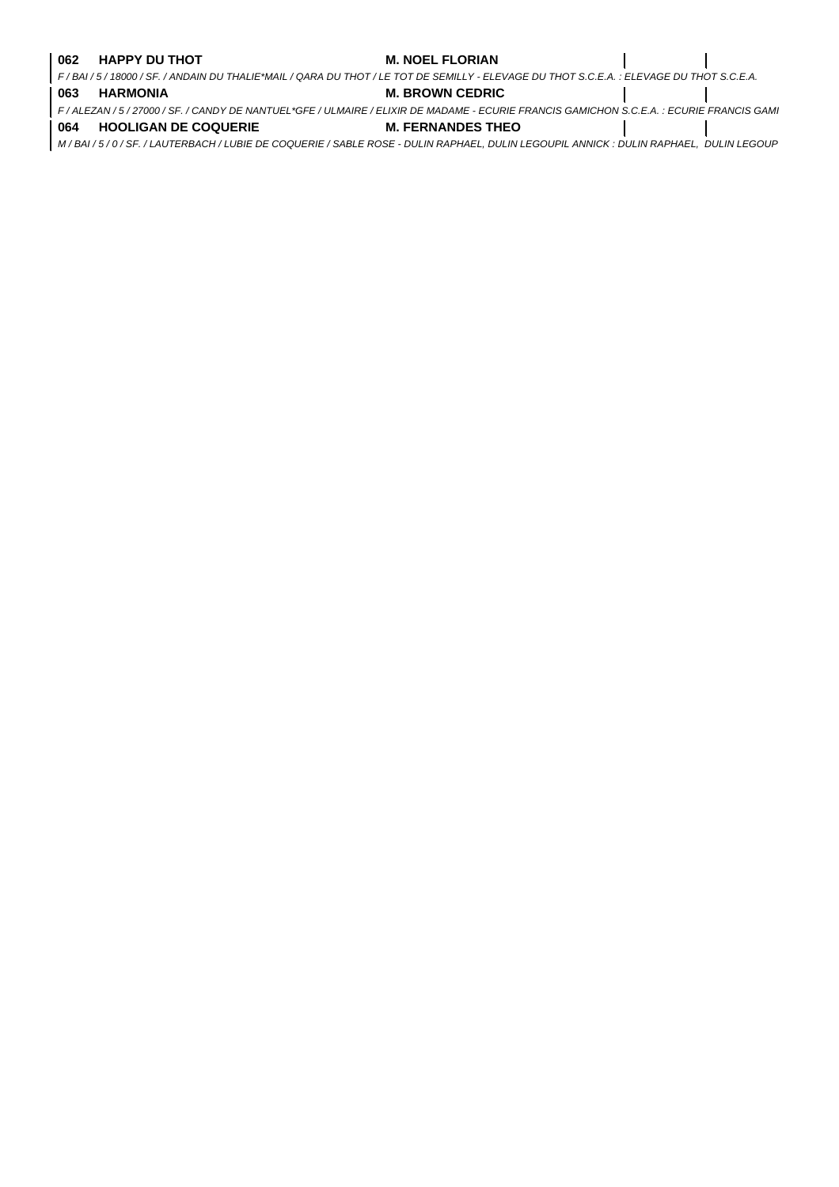**062 HAPPY DU THOT** **M. NOEL FLORIAN**

*F / BAI / 5 / 18000 / SF. / ANDAIN DU THALIE*MAIL / QARA DU THOT / LE TOT DE SEMILLY - ELEVAGE DU THOT S.C.E.A. : ELEVAGE DU THOT S.C.E.A.*

**063 HARMONIA** **M. BROWN CEDRIC**

*F / ALEZAN / 5 / 27000 / SF. / CANDY DE NANTUEL*GFE / ULMAIRE / ELIXIR DE MADAME - ECURIE FRANCIS GAMICHON S.C.E.A. : ECURIE FRANCIS GAMI*

**064 HOOLIGAN DE COQUERIE** **M. FERNANDES THEO**

*M / BAI / 5 / 0 / SF. / LAUTERBACH / LUBIE DE COQUERIE / SABLE ROSE - DULIN RAPHAEL, DULIN LEGOUPIL ANNICK : DULIN RAPHAEL, DULIN LEGOUP*